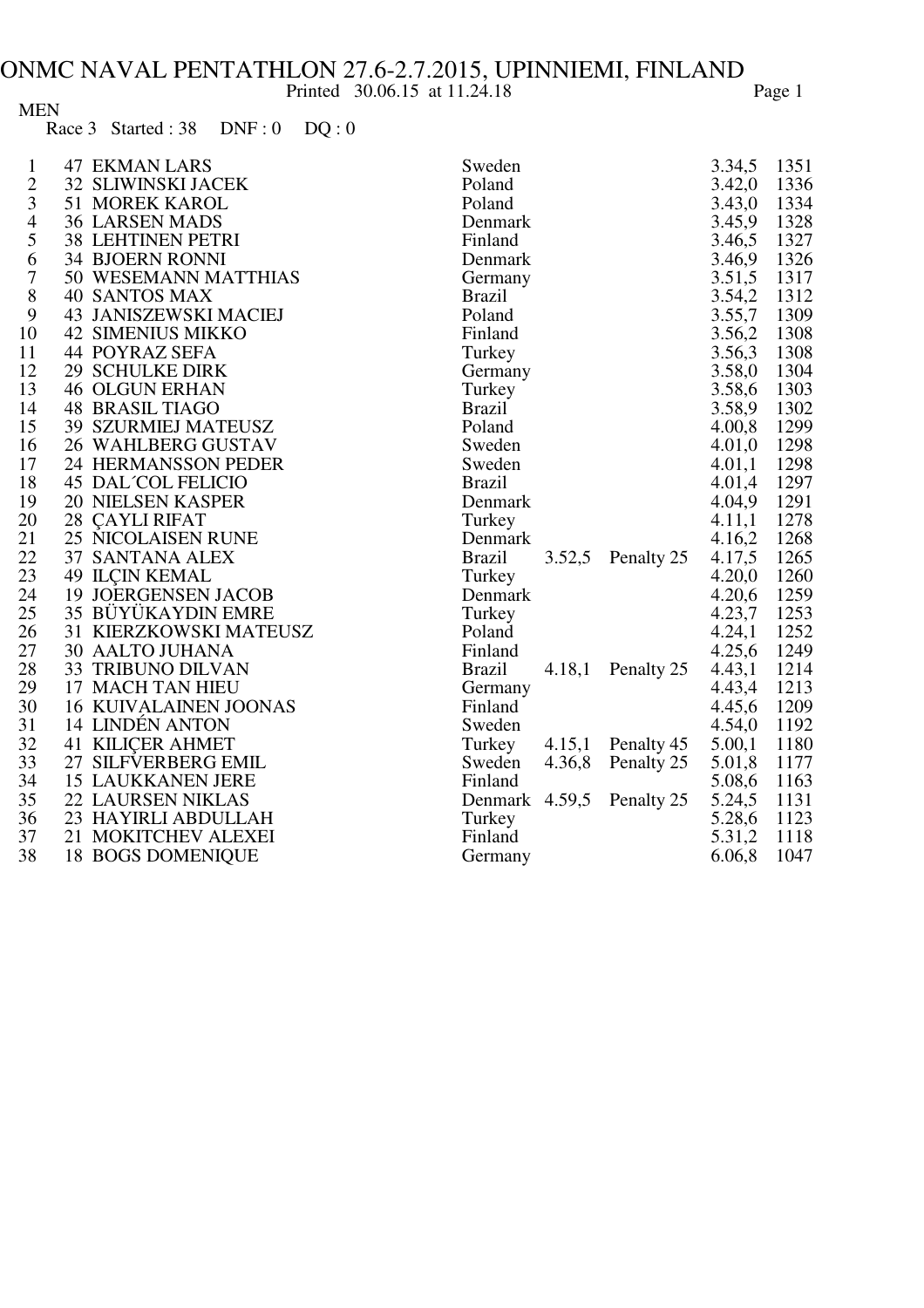# ONMC NAVAL PENTATHLON 27.6-2.7.2015, UPINNIEMI, FINLAND

Printed 30.06.15 at 11.24.18

MEN

Race 3 Started : 38 DNF : 0 DQ : 0

| | | | | | | | |
|---|---|---|---|---|---|---|---|
| 1 | 47 | EKMAN LARS | Sweden | | | 3.34,5 | 1351 |
| 2 | 32 | SLIWINSKI JACEK | Poland | | | 3.42,0 | 1336 |
| 3 | 51 | MOREK KAROL | Poland | | | 3.43,0 | 1334 |
| 4 | 36 | LARSEN MADS | Denmark | | | 3.45,9 | 1328 |
| 5 | 38 | LEHTINEN PETRI | Finland | | | 3.46,5 | 1327 |
| 6 | 34 | BJOERN RONNI | Denmark | | | 3.46,9 | 1326 |
| 7 | 50 | WESEMANN MATTHIAS | Germany | | | 3.51,5 | 1317 |
| 8 | 40 | SANTOS MAX | Brazil | | | 3.54,2 | 1312 |
| 9 | 43 | JANISZEWSKI MACIEJ | Poland | | | 3.55,7 | 1309 |
| 10 | 42 | SIMENIUS MIKKO | Finland | | | 3.56,2 | 1308 |
| 11 | 44 | POYRAZ SEFA | Turkey | | | 3.56,3 | 1308 |
| 12 | 29 | SCHULKE DIRK | Germany | | | 3.58,0 | 1304 |
| 13 | 46 | OLGUN ERHAN | Turkey | | | 3.58,6 | 1303 |
| 14 | 48 | BRASIL TIAGO | Brazil | | | 3.58,9 | 1302 |
| 15 | 39 | SZURMIEJ MATEUSZ | Poland | | | 4.00,8 | 1299 |
| 16 | 26 | WAHLBERG GUSTAV | Sweden | | | 4.01,0 | 1298 |
| 17 | 24 | HERMANSSON PEDER | Sweden | | | 4.01,1 | 1298 |
| 18 | 45 | DAL´COL FELICIO | Brazil | | | 4.01,4 | 1297 |
| 19 | 20 | NIELSEN KASPER | Denmark | | | 4.04,9 | 1291 |
| 20 | 28 | ÇAYLI RIFAT | Turkey | | | 4.11,1 | 1278 |
| 21 | 25 | NICOLAISEN RUNE | Denmark | | | 4.16,2 | 1268 |
| 22 | 37 | SANTANA ALEX | Brazil | 3.52,5 | Penalty 25 | 4.17,5 | 1265 |
| 23 | 49 | ILÇIN KEMAL | Turkey | | | 4.20,0 | 1260 |
| 24 | 19 | JOERGENSEN JACOB | Denmark | | | 4.20,6 | 1259 |
| 25 | 35 | BÜYÜKAYDIN EMRE | Turkey | | | 4.23,7 | 1253 |
| 26 | 31 | KIERZKOWSKI MATEUSZ | Poland | | | 4.24,1 | 1252 |
| 27 | 30 | AALTO JUHANA | Finland | | | 4.25,6 | 1249 |
| 28 | 33 | TRIBUNO DILVAN | Brazil | 4.18,1 | Penalty 25 | 4.43,1 | 1214 |
| 29 | 17 | MACH TAN HIEU | Germany | | | 4.43,4 | 1213 |
| 30 | 16 | KUIVALAINEN JOONAS | Finland | | | 4.45,6 | 1209 |
| 31 | 14 | LINDÉN ANTON | Sweden | | | 4.54,0 | 1192 |
| 32 | 41 | KILIÇER AHMET | Turkey | 4.15,1 | Penalty 45 | 5.00,1 | 1180 |
| 33 | 27 | SILFVERBERG EMIL | Sweden | 4.36,8 | Penalty 25 | 5.01,8 | 1177 |
| 34 | 15 | LAUKKANEN JERE | Finland | | | 5.08,6 | 1163 |
| 35 | 22 | LAURSEN NIKLAS | Denmark | 4.59,5 | Penalty 25 | 5.24,5 | 1131 |
| 36 | 23 | HAYIRLI ABDULLAH | Turkey | | | 5.28,6 | 1123 |
| 37 | 21 | MOKITCHEV ALEXEI | Finland | | | 5.31,2 | 1118 |
| 38 | 18 | BOGS DOMENIQUE | Germany | | | 6.06,8 | 1047 |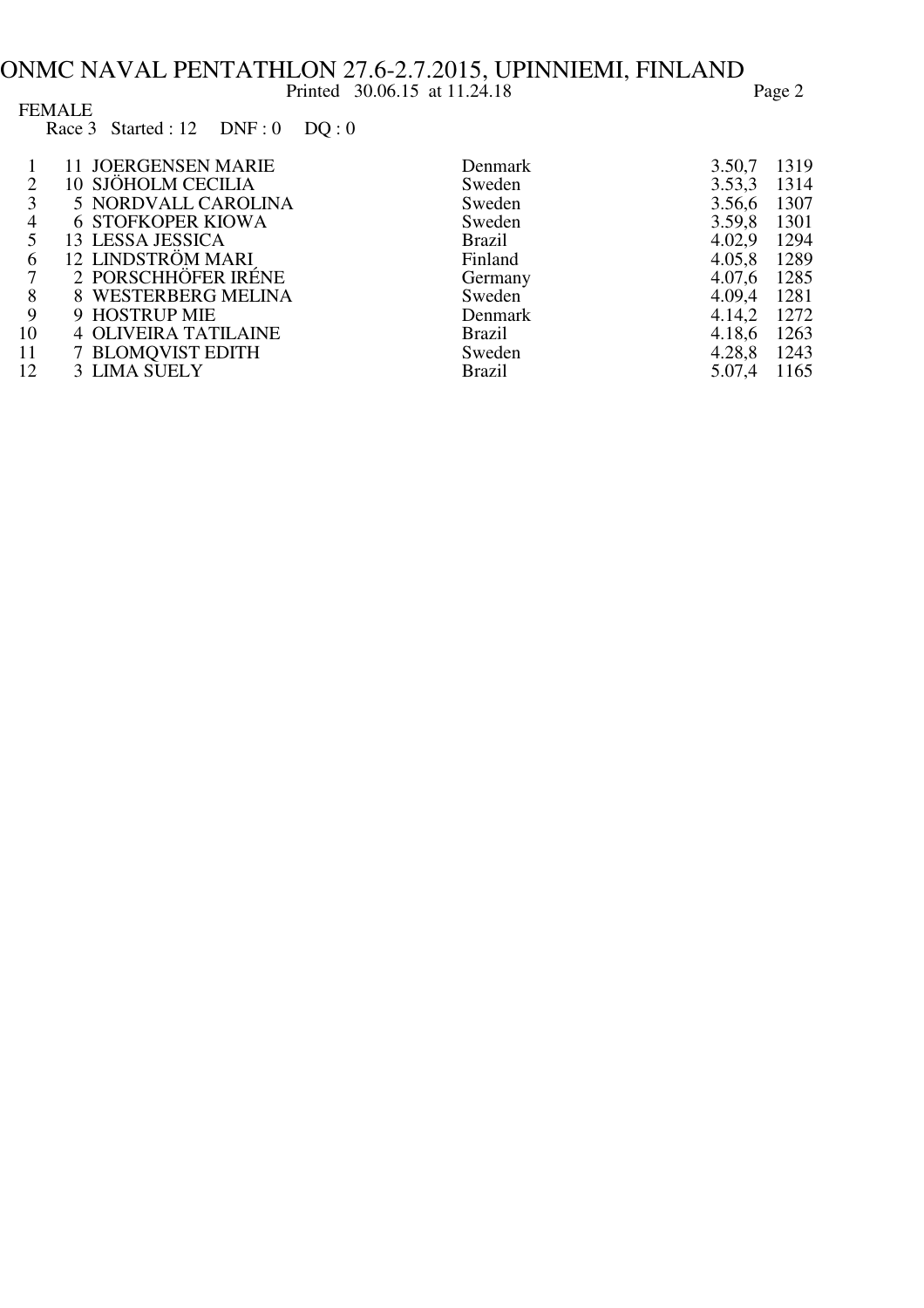# ONMC NAVAL PENTATHLON 27.6-2.7.2015, UPINNIEMI, FINLAND

Printed 30.06.15 at 11.24.18

FEMALE

Race 3 Started : 12 DNF : 0 DQ : 0

| | | | | | |
|---|---|---|---|---|---|
| 1 | 11 | JOERGENSEN MARIE | Denmark | 3.50,7 | 1319 |
| 2 | 10 | SJÖHOLM CECILIA | Sweden | 3.53,3 | 1314 |
| 3 | 5 | NORDVALL CAROLINA | Sweden | 3.56,6 | 1307 |
| 4 | 6 | STOFKOPER KIOWA | Sweden | 3.59,8 | 1301 |
| 5 | 13 | LESSA JESSICA | Brazil | 4.02,9 | 1294 |
| 6 | 12 | LINDSTRÖM MARI | Finland | 4.05,8 | 1289 |
| 7 | 2 | PORSCHHÖFER IRÉNE | Germany | 4.07,6 | 1285 |
| 8 | 8 | WESTERBERG MELINA | Sweden | 4.09,4 | 1281 |
| 9 | 9 | HOSTRUP MIE | Denmark | 4.14,2 | 1272 |
| 10 | 4 | OLIVEIRA TATILAINE | Brazil | 4.18,6 | 1263 |
| 11 | 7 | BLOMQVIST EDITH | Sweden | 4.28,8 | 1243 |
| 12 | 3 | LIMA SUELY | Brazil | 5.07,4 | 1165 |